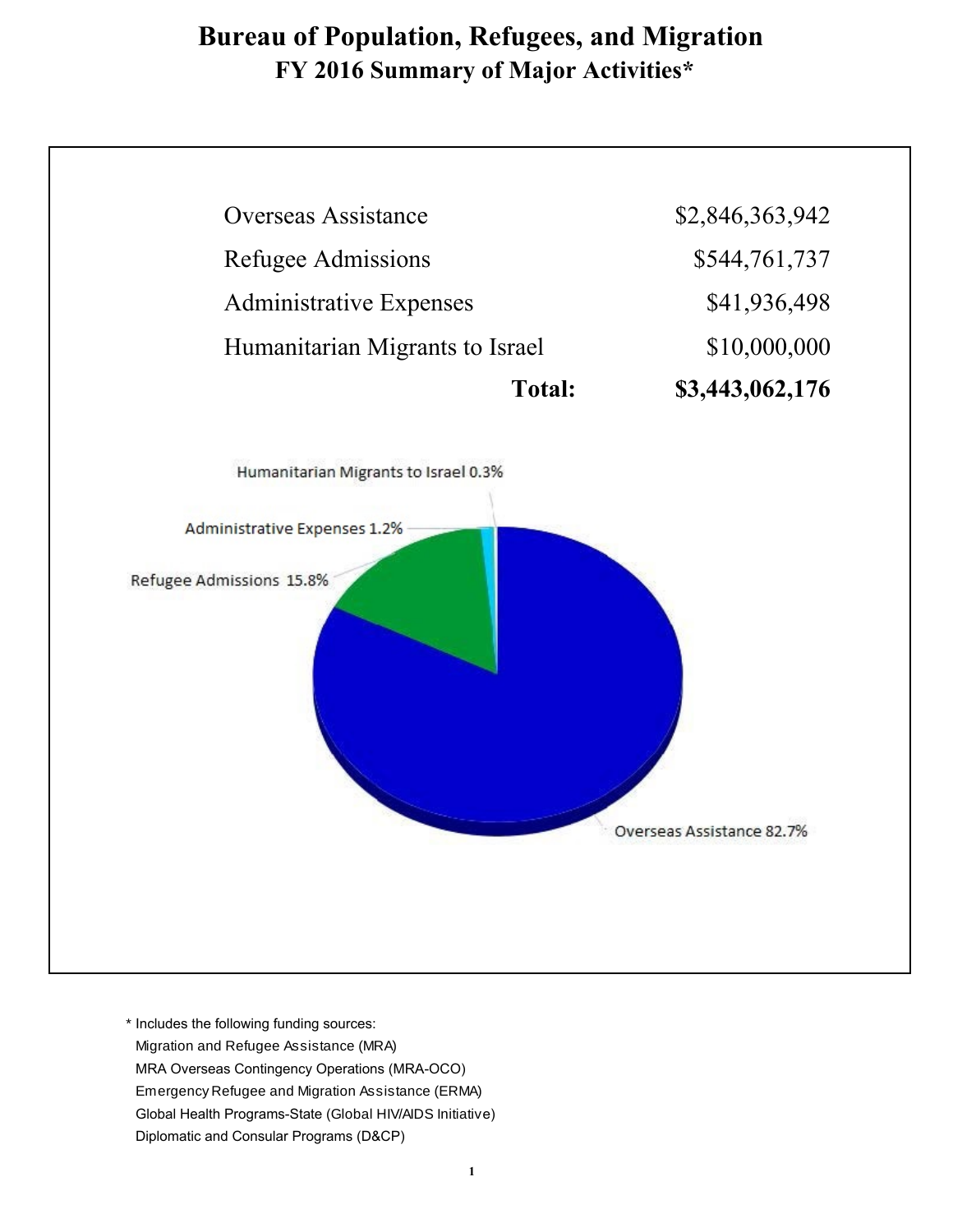# Bureau of Population, Refugees, and Migration

## FY 2016 Summary of Major Activities*

| | |
|---|---:|
| Overseas Assistance | $2,846,363,942 |
| Refugee Admissions | $544,761,737 |
| Administrative Expenses | $41,936,498 |
| Humanitarian Migrants to Israel | $10,000,000 |
| **Total:** | **$3,443,062,176** |

Humanitarian Migrants to Israel 0.3%

Administrative Expenses 1.2%

Refugee Admissions 15.8%

Overseas Assistance 82.7%

\* Includes the following funding sources:

- Migration and Refugee Assistance (MRA)
- MRA Overseas Contingency Operations (MRA-OCO)
- Emergency Refugee and Migration Assistance (ERMA)
- Global Health Programs-State (Global HIV/AIDS Initiative)
- Diplomatic and Consular Programs (D&CP)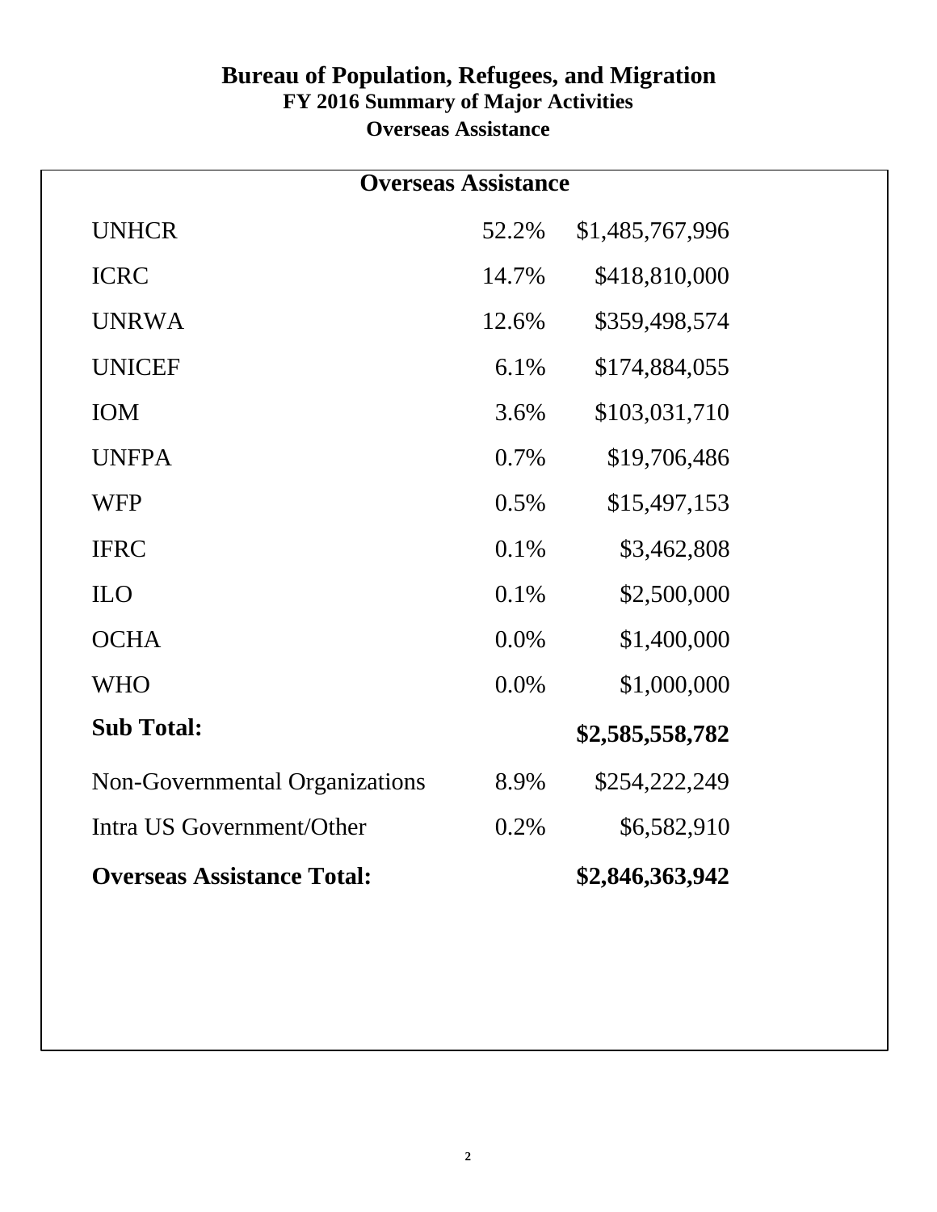# Bureau of Population, Refugees, and Migration

## FY 2016 Summary of Major Activities

## Overseas Assistance

| Overseas Assistance | | |
|---|---|---|
| UNHCR | 52.2% | $1,485,767,996 |
| ICRC | 14.7% | $418,810,000 |
| UNRWA | 12.6% | $359,498,574 |
| UNICEF | 6.1% | $174,884,055 |
| IOM | 3.6% | $103,031,710 |
| UNFPA | 0.7% | $19,706,486 |
| WFP | 0.5% | $15,497,153 |
| IFRC | 0.1% | $3,462,808 |
| ILO | 0.1% | $2,500,000 |
| OCHA | 0.0% | $1,400,000 |
| WHO | 0.0% | $1,000,000 |
| **Sub Total:** | | **$2,585,558,782** |
| Non-Governmental Organizations | 8.9% | $254,222,249 |
| Intra US Government/Other | 0.2% | $6,582,910 |
| **Overseas Assistance Total:** | | **$2,846,363,942** |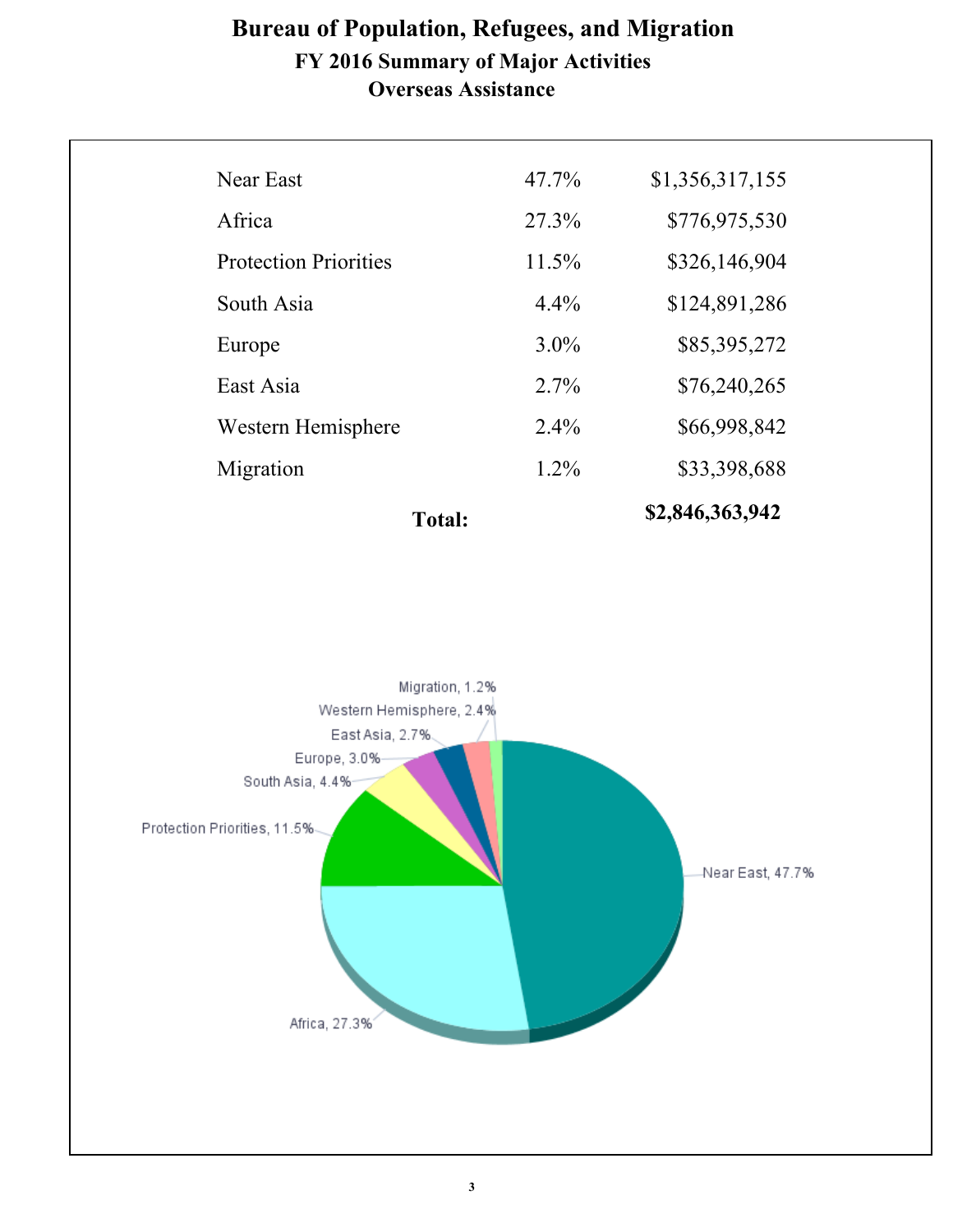# Bureau of Population, Refugees, and Migration

## FY 2016 Summary of Major Activities

## Overseas Assistance

| | | |
|---|---|---|
| Near East | 47.7% | $1,356,317,155 |
| Africa | 27.3% | $776,975,530 |
| Protection Priorities | 11.5% | $326,146,904 |
| South Asia | 4.4% | $124,891,286 |
| Europe | 3.0% | $85,395,272 |
| East Asia | 2.7% | $76,240,265 |
| Western Hemisphere | 2.4% | $66,998,842 |
| Migration | 1.2% | $33,398,688 |
| **Total:** | | **$2,846,363,942** |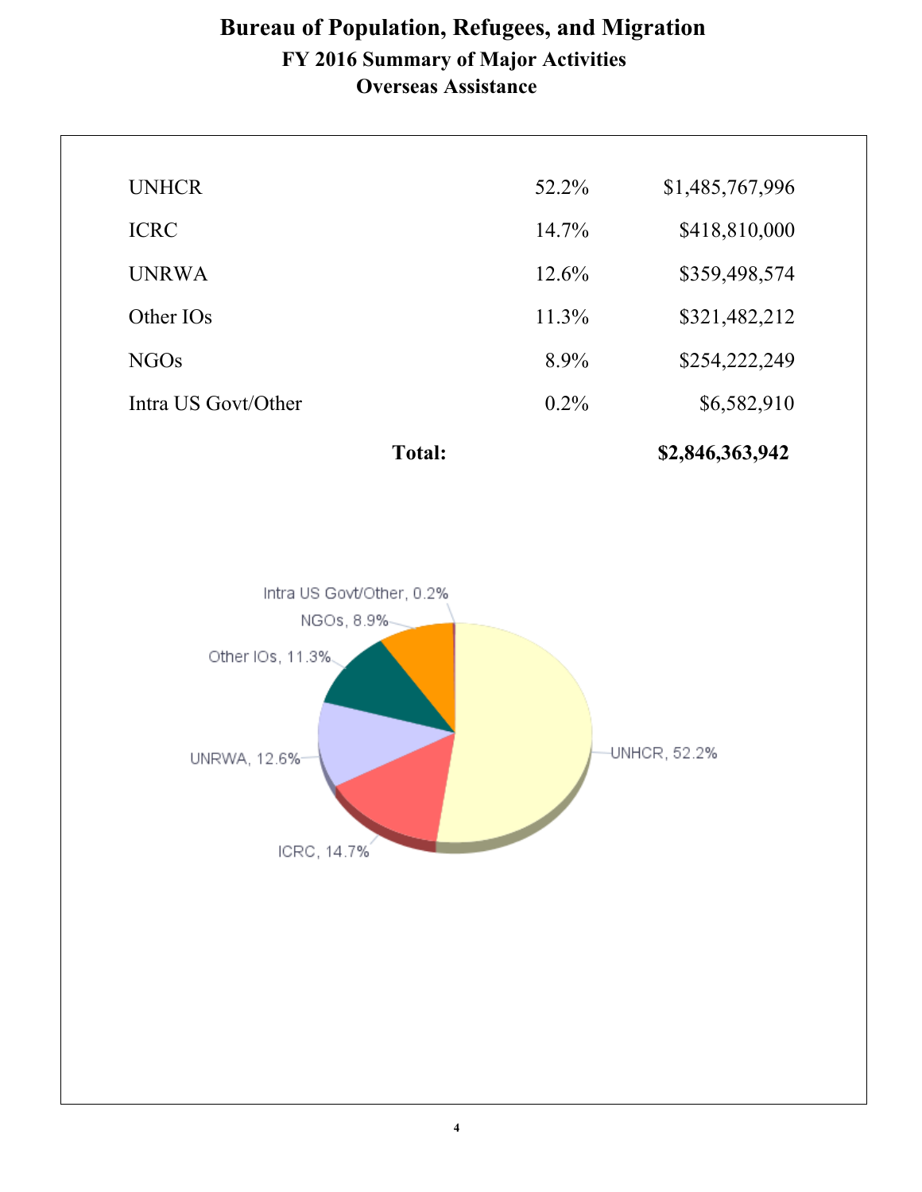# Bureau of Population, Refugees, and Migration

## FY 2016 Summary of Major Activities

## Overseas Assistance

| | | |
|---|---|---|
| UNHCR | 52.2% | $1,485,767,996 |
| ICRC | 14.7% | $418,810,000 |
| UNRWA | 12.6% | $359,498,574 |
| Other IOs | 11.3% | $321,482,212 |
| NGOs | 8.9% | $254,222,249 |
| Intra US Govt/Other | 0.2% | $6,582,910 |
| **Total:** | | **$2,846,363,942** |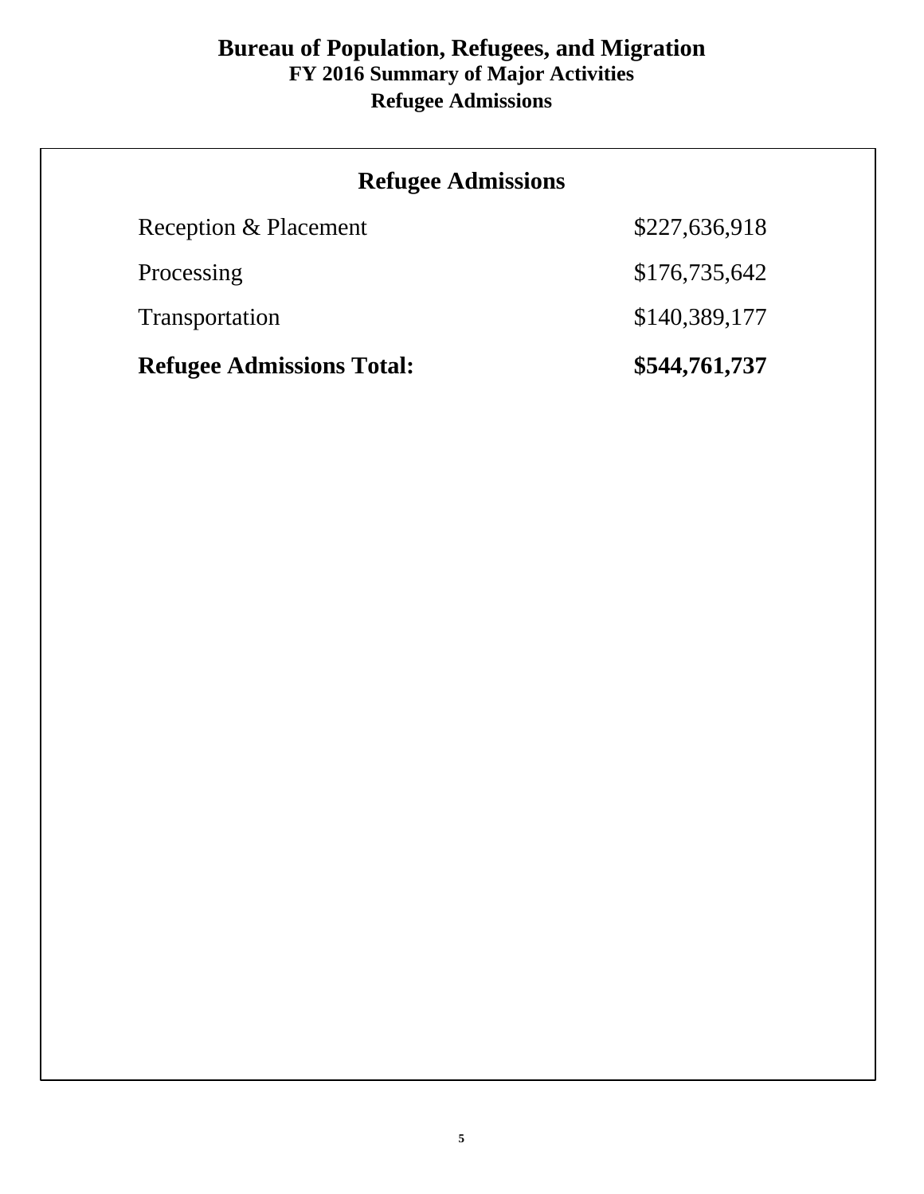# Bureau of Population, Refugees, and Migration

## FY 2016 Summary of Major Activities

## Refugee Admissions

### Refugee Admissions

| | |
|---|---|
| Reception & Placement | $227,636,918 |
| Processing | $176,735,642 |
| Transportation | $140,389,177 |
| **Refugee Admissions Total:** | **$544,761,737** |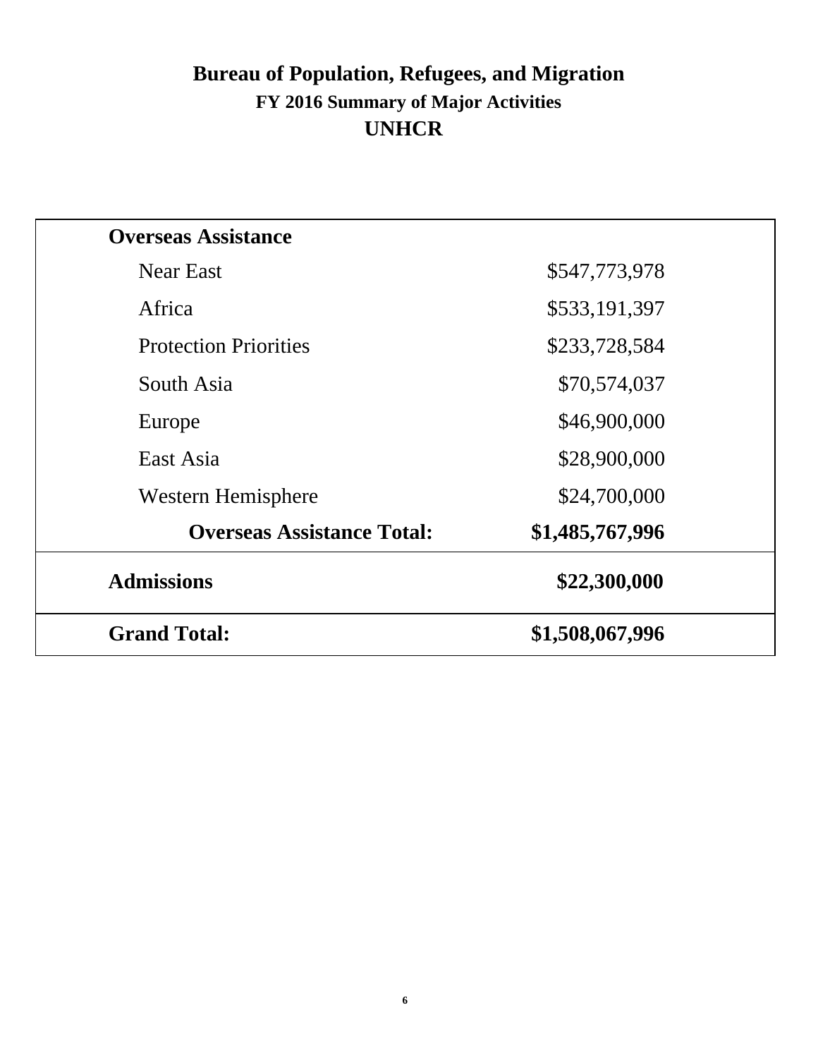# Bureau of Population, Refugees, and Migration

## FY 2016 Summary of Major Activities

## UNHCR

| **Overseas Assistance** | |
|---|---|
| Near East | $547,773,978 |
| Africa | $533,191,397 |
| Protection Priorities | $233,728,584 |
| South Asia | $70,574,037 |
| Europe | $46,900,000 |
| East Asia | $28,900,000 |
| Western Hemisphere | $24,700,000 |
| **Overseas Assistance Total:** | **$1,485,767,996** |
| **Admissions** | **$22,300,000** |
| **Grand Total:** | **$1,508,067,996** |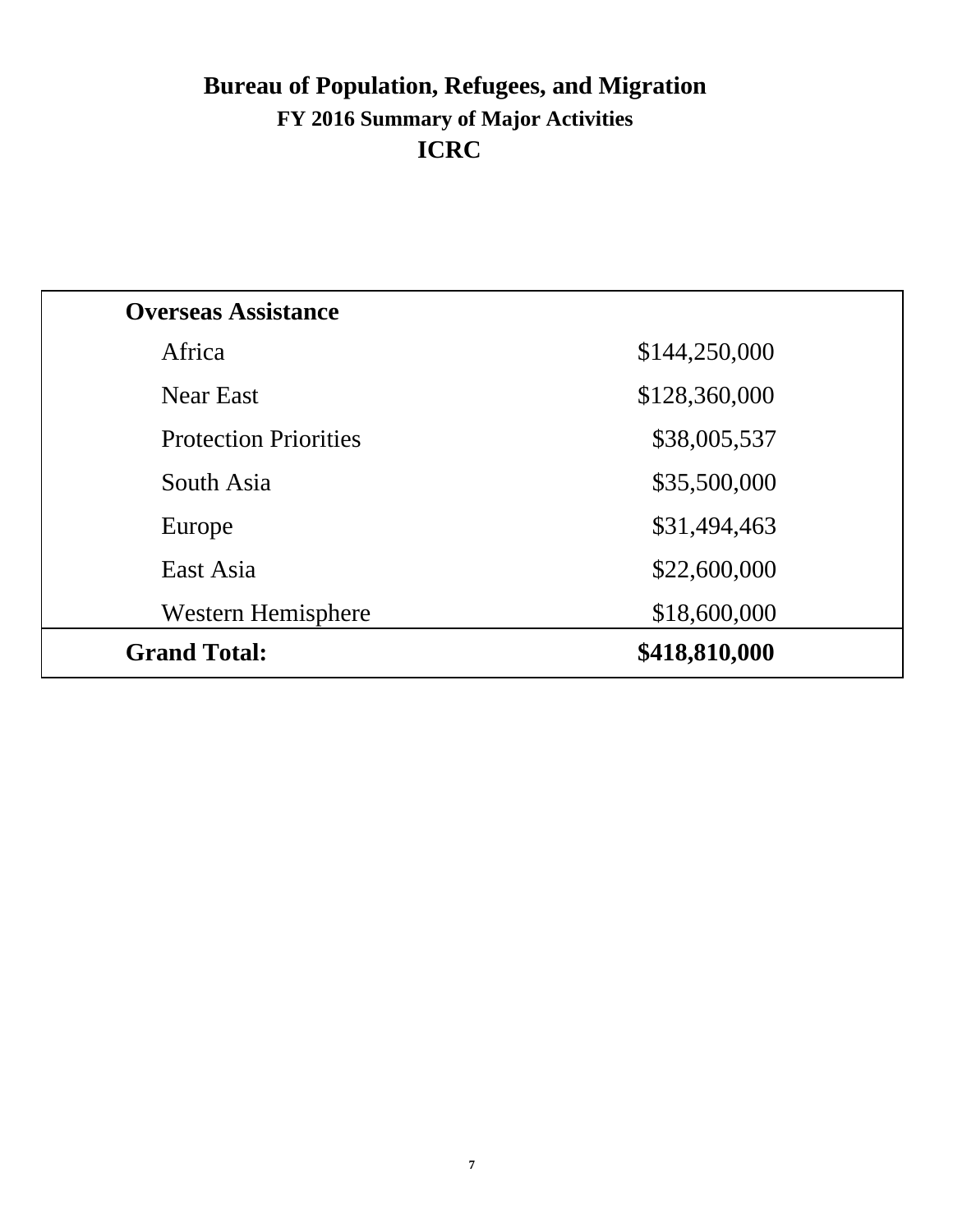# Bureau of Population, Refugees, and Migration

## FY 2016 Summary of Major Activities

## ICRC

| **Overseas Assistance** | |
|---|---|
| Africa | $144,250,000 |
| Near East | $128,360,000 |
| Protection Priorities | $38,005,537 |
| South Asia | $35,500,000 |
| Europe | $31,494,463 |
| East Asia | $22,600,000 |
| Western Hemisphere | $18,600,000 |
| **Grand Total:** | **$418,810,000** |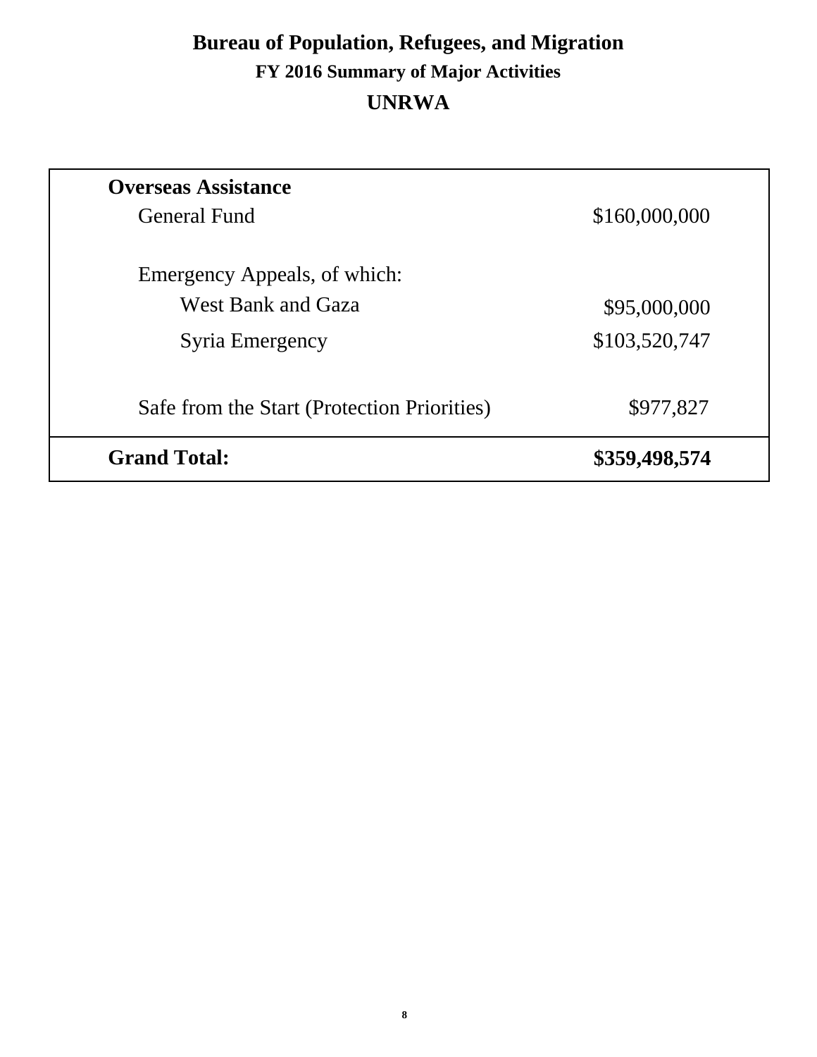# Bureau of Population, Refugees, and Migration

## FY 2016 Summary of Major Activities

## UNRWA

| | |
|---|---|
| **Overseas Assistance** | |
| General Fund | $160,000,000 |
| | |
| Emergency Appeals, of which: | |
| West Bank and Gaza | $95,000,000 |
| Syria Emergency | $103,520,747 |
| | |
| Safe from the Start (Protection Priorities) | $977,827 |
| **Grand Total:** | **$359,498,574** |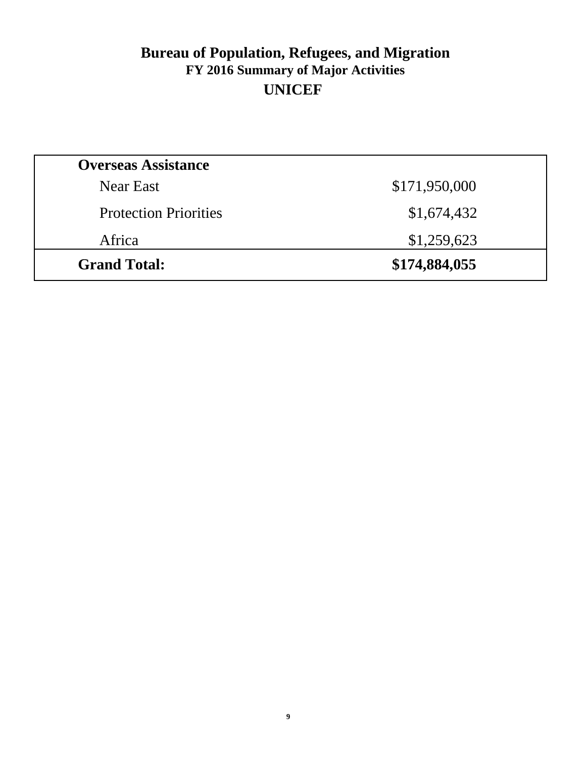# Bureau of Population, Refugees, and Migration

## FY 2016 Summary of Major Activities

## UNICEF

| **Overseas Assistance** | |
|---|---|
| Near East | $171,950,000 |
| Protection Priorities | $1,674,432 |
| Africa | $1,259,623 |
| **Grand Total:** | **$174,884,055** |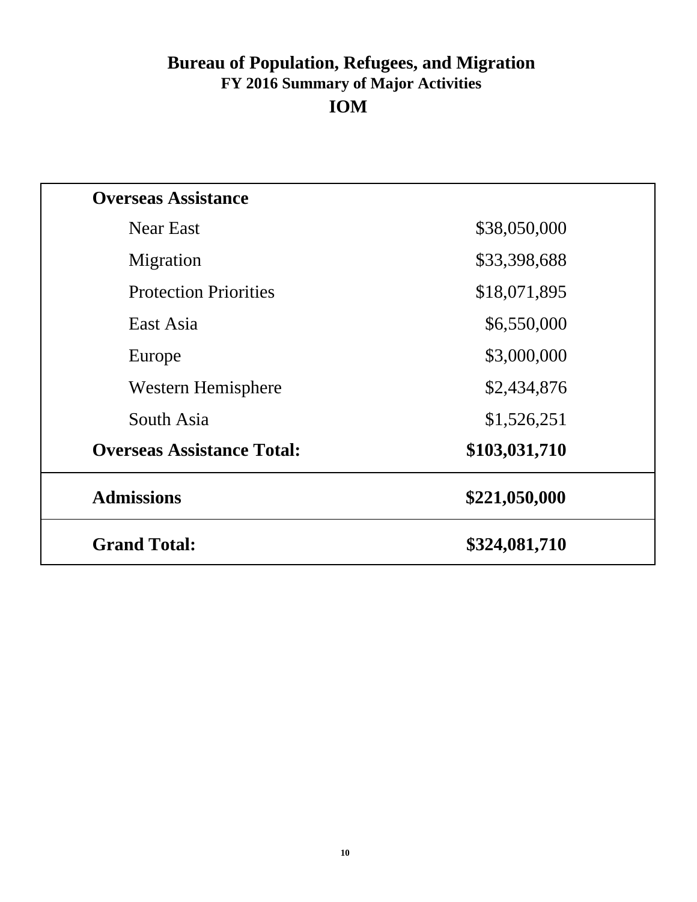# Bureau of Population, Refugees, and Migration

## FY 2016 Summary of Major Activities

## IOM

| | |
|---|---|
| **Overseas Assistance** | |
| Near East | $38,050,000 |
| Migration | $33,398,688 |
| Protection Priorities | $18,071,895 |
| East Asia | $6,550,000 |
| Europe | $3,000,000 |
| Western Hemisphere | $2,434,876 |
| South Asia | $1,526,251 |
| **Overseas Assistance Total:** | **$103,031,710** |
| **Admissions** | **$221,050,000** |
| **Grand Total:** | **$324,081,710** |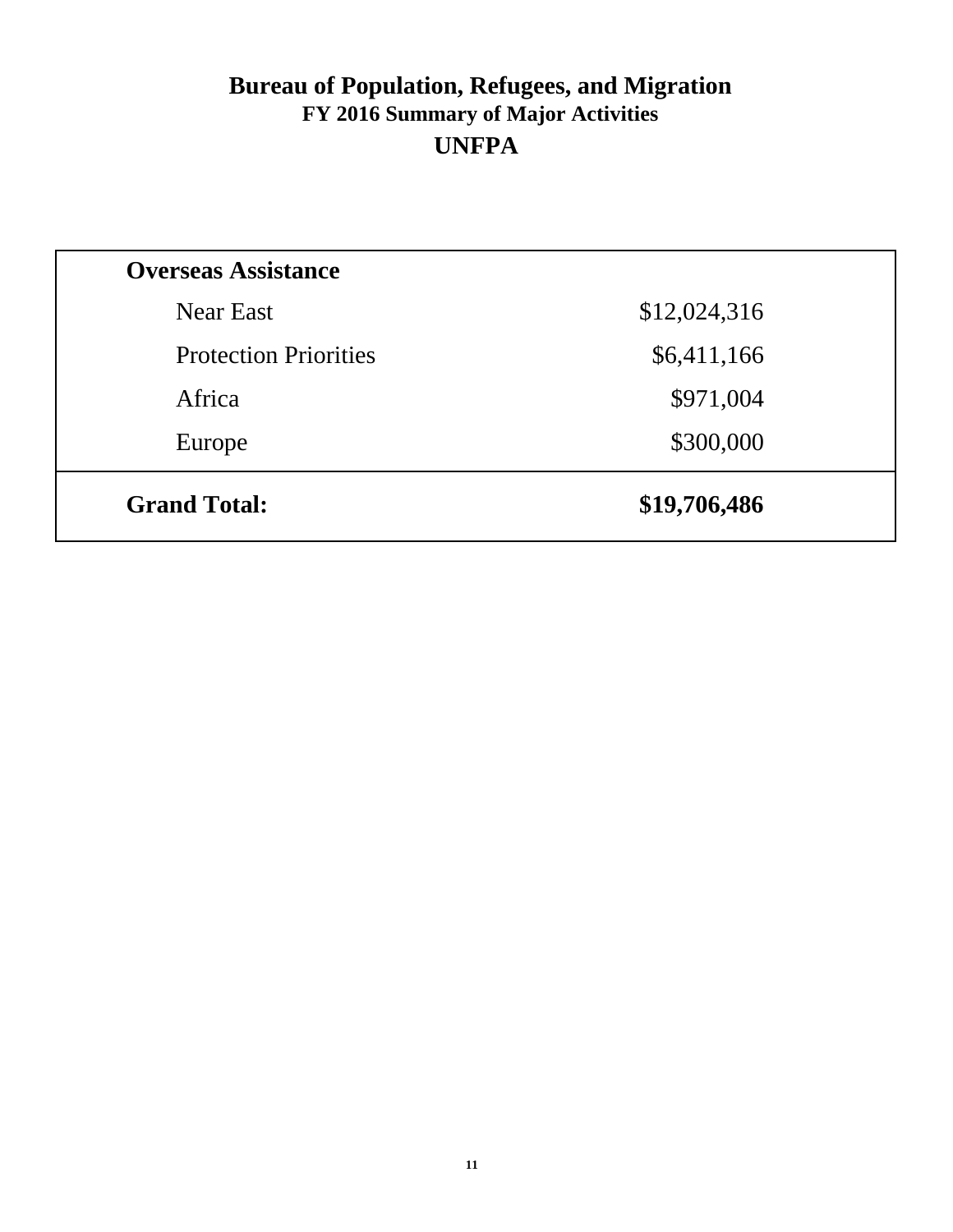# Bureau of Population, Refugees, and Migration

## FY 2016 Summary of Major Activities

## UNFPA

| **Overseas Assistance** | |
|---|---|
| Near East | $12,024,316 |
| Protection Priorities | $6,411,166 |
| Africa | $971,004 |
| Europe | $300,000 |
| **Grand Total:** | **$19,706,486** |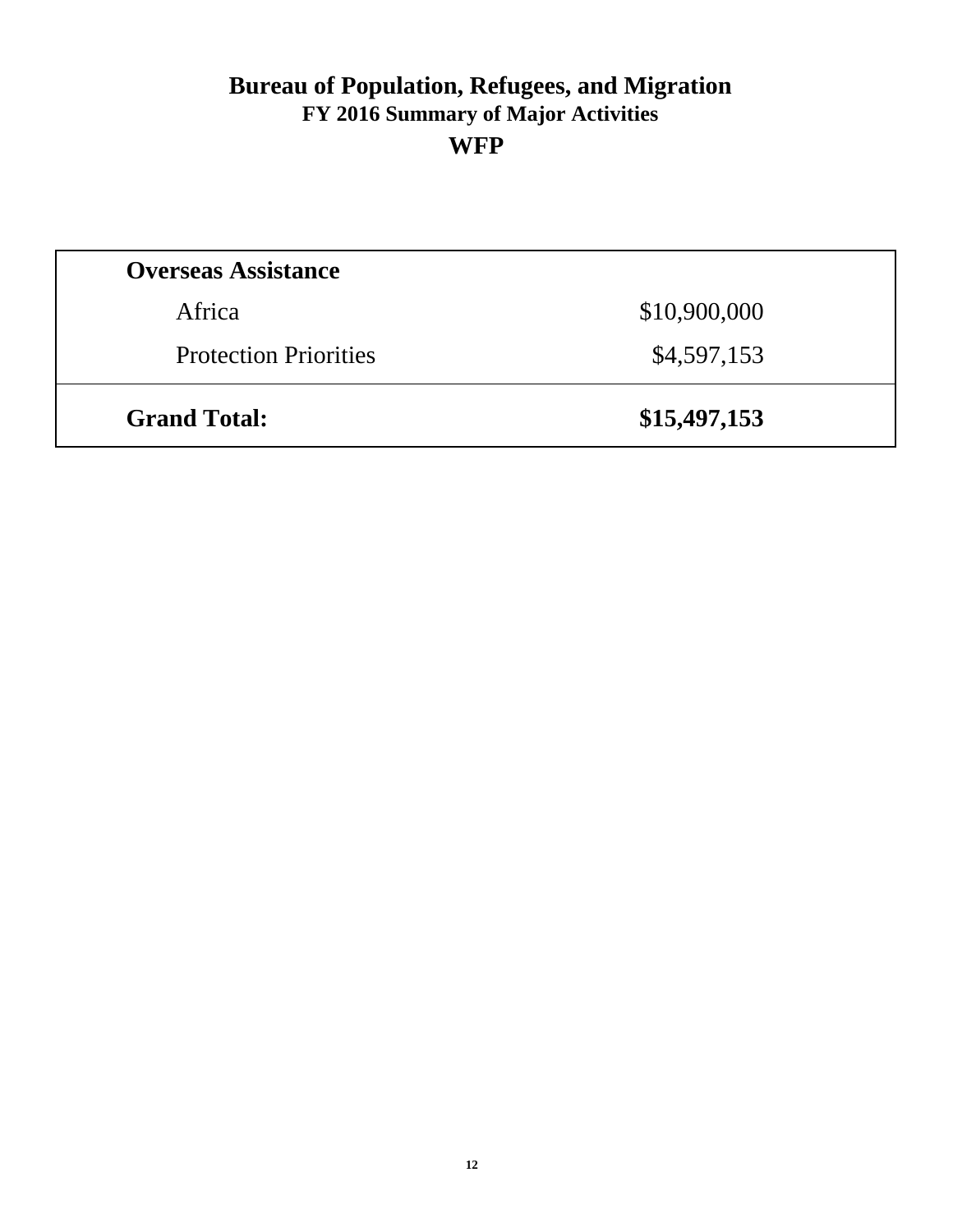# Bureau of Population, Refugees, and Migration

## FY 2016 Summary of Major Activities

## WFP

| | |
|---|---|
| **Overseas Assistance** | |
| Africa | $10,900,000 |
| Protection Priorities | $4,597,153 |
| **Grand Total:** | **$15,497,153** |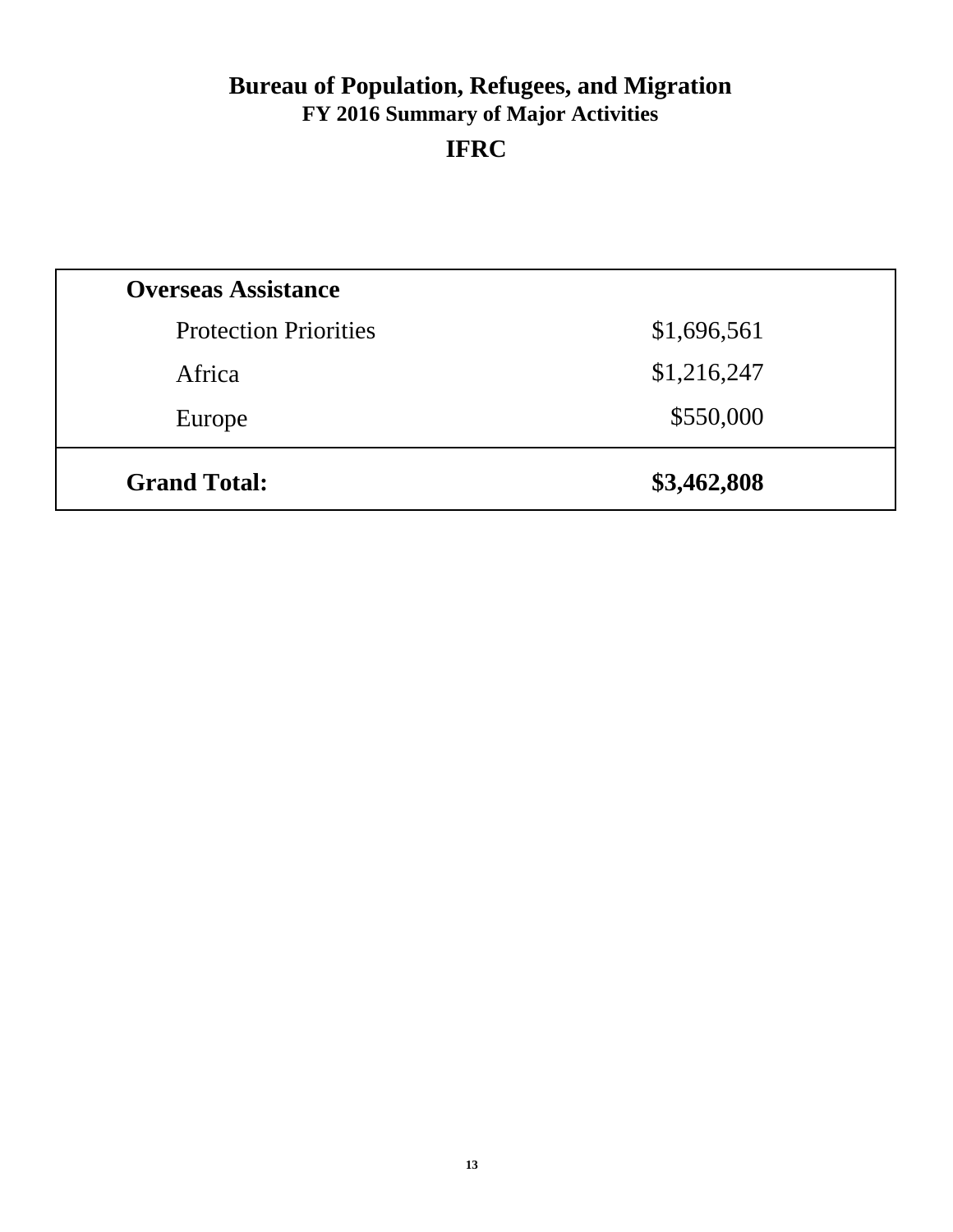# Bureau of Population, Refugees, and Migration

## FY 2016 Summary of Major Activities

## IFRC

| **Overseas Assistance** | |
|---|---|
| Protection Priorities | $1,696,561 |
| Africa | $1,216,247 |
| Europe | $550,000 |
| **Grand Total:** | **$3,462,808** |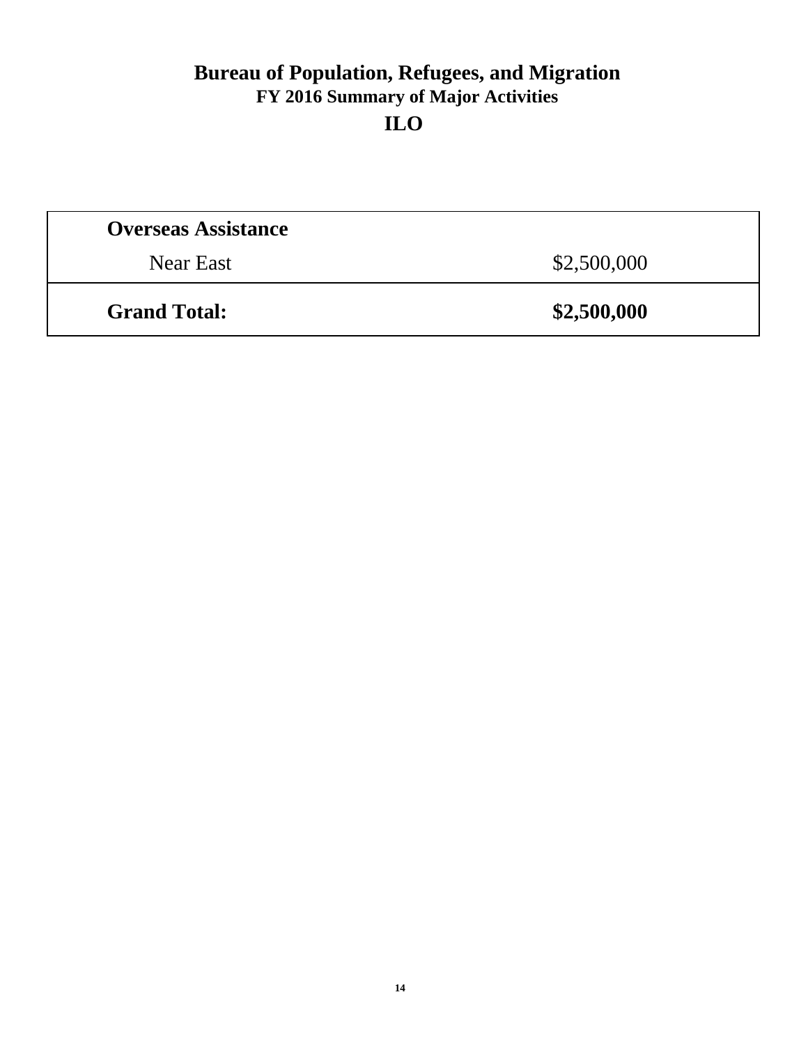# Bureau of Population, Refugees, and Migration

## FY 2016 Summary of Major Activities

## ILO

| | |
|---|---|
| **Overseas Assistance** | |
| Near East | $2,500,000 |
| **Grand Total:** | **$2,500,000** |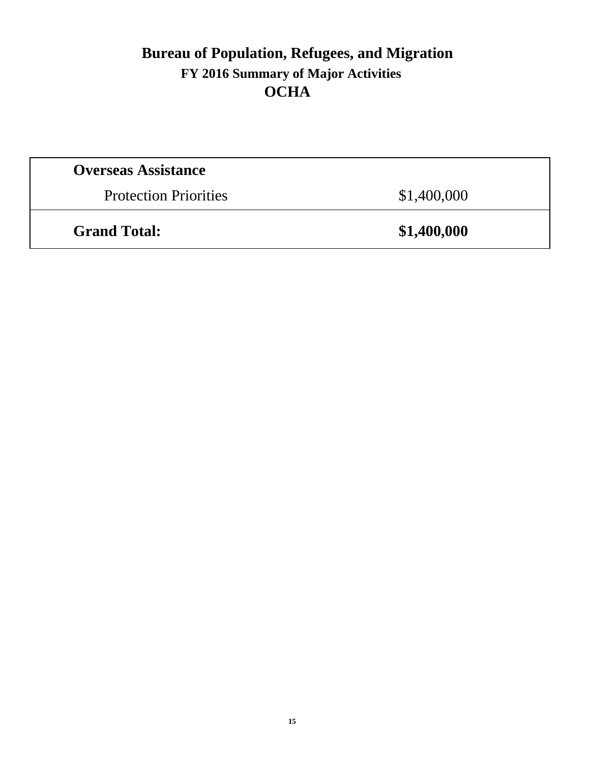# Bureau of Population, Refugees, and Migration

## FY 2016 Summary of Major Activities

## OCHA

| **Overseas Assistance** | |
|---|---|
| Protection Priorities | $1,400,000 |
| **Grand Total:** | **$1,400,000** |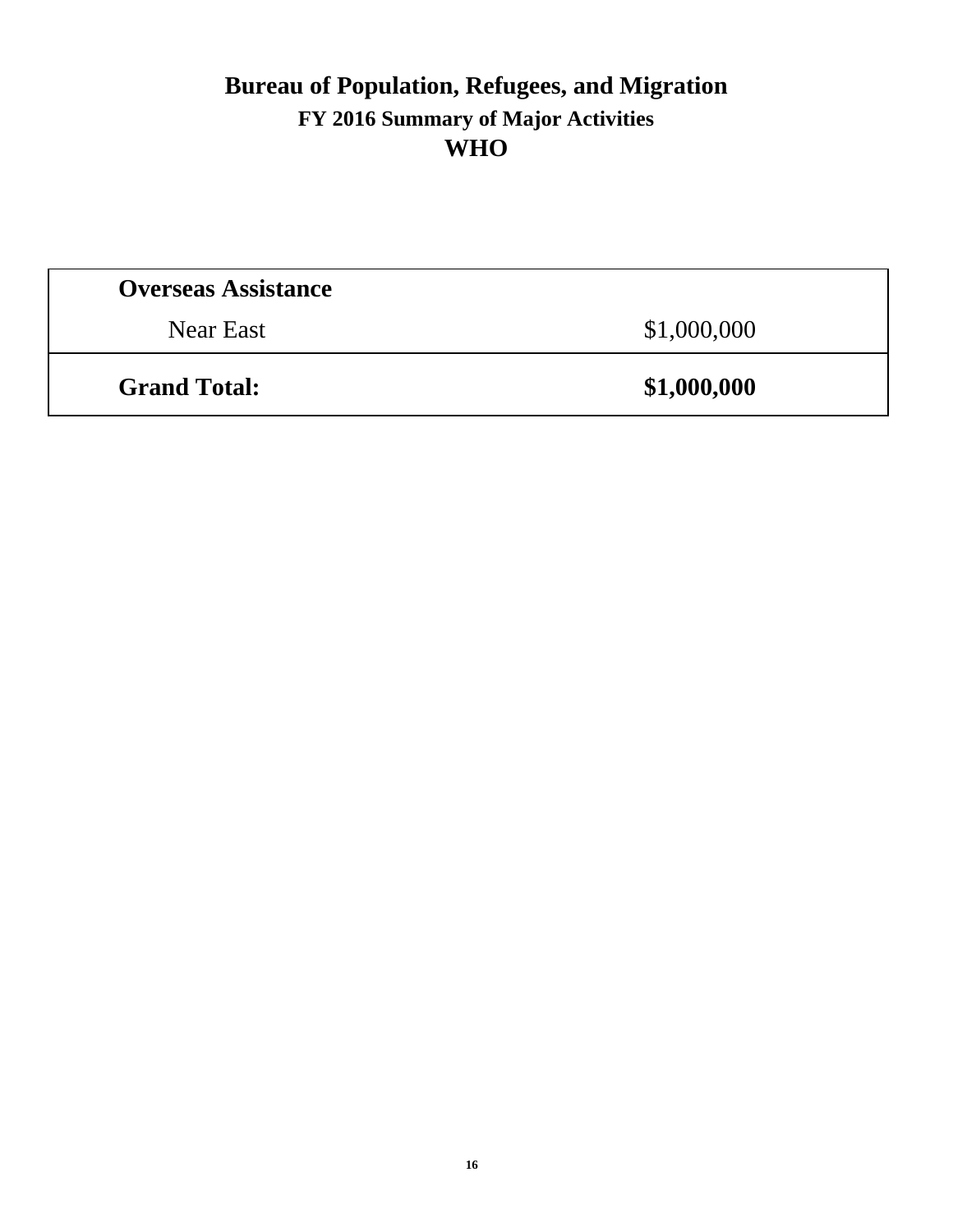# Bureau of Population, Refugees, and Migration

## FY 2016 Summary of Major Activities

## WHO

| **Overseas Assistance** | |
|---|---|
| Near East | $1,000,000 |
| **Grand Total:** | **$1,000,000** |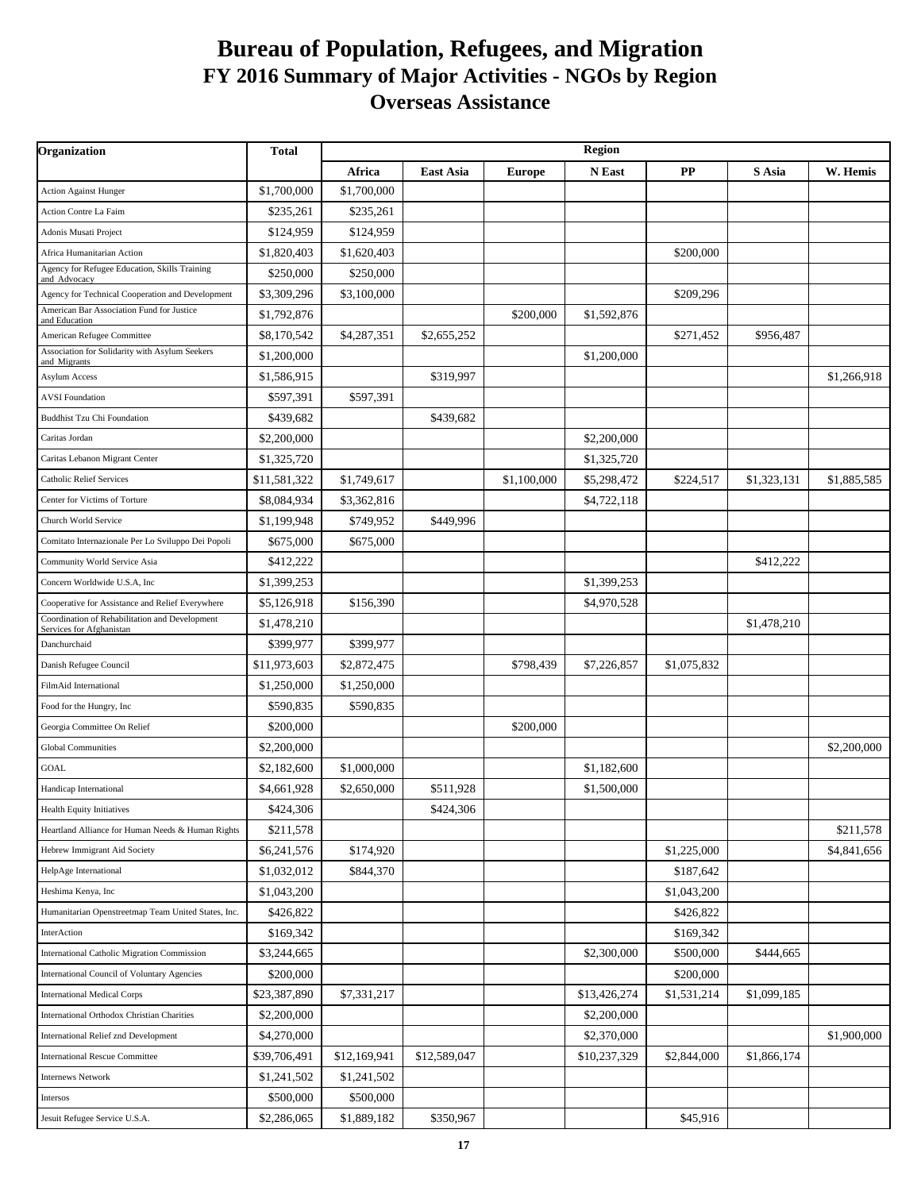# Bureau of Population, Refugees, and Migration
## FY 2016 Summary of Major Activities - NGOs by Region
## Overseas Assistance

| Organization | Total | Region | | | | | | |
|---|---|---|---|---|---|---|---|---|
| | | Africa | East Asia | Europe | N East | PP | S Asia | W. Hemis |
| Action Against Hunger | $1,700,000 | $1,700,000 | | | | | | |
| Action Contre La Faim | $235,261 | $235,261 | | | | | | |
| Adonis Musati Project | $124,959 | $124,959 | | | | | | |
| Africa Humanitarian Action | $1,820,403 | $1,620,403 | | | | $200,000 | | |
| Agency for Refugee Education, Skills Training and Advocacy | $250,000 | $250,000 | | | | | | |
| Agency for Technical Cooperation and Development | $3,309,296 | $3,100,000 | | | | $209,296 | | |
| American Bar Association Fund for Justice and Education | $1,792,876 | | | $200,000 | $1,592,876 | | | |
| American Refugee Committee | $8,170,542 | $4,287,351 | $2,655,252 | | | $271,452 | $956,487 | |
| Association for Solidarity with Asylum Seekers and Migrants | $1,200,000 | | | | $1,200,000 | | | |
| Asylum Access | $1,586,915 | | $319,997 | | | | | $1,266,918 |
| AVSI Foundation | $597,391 | $597,391 | | | | | | |
| Buddhist Tzu Chi Foundation | $439,682 | | $439,682 | | | | | |
| Caritas Jordan | $2,200,000 | | | | $2,200,000 | | | |
| Caritas Lebanon Migrant Center | $1,325,720 | | | | $1,325,720 | | | |
| Catholic Relief Services | $11,581,322 | $1,749,617 | | $1,100,000 | $5,298,472 | $224,517 | $1,323,131 | $1,885,585 |
| Center for Victims of Torture | $8,084,934 | $3,362,816 | | | $4,722,118 | | | |
| Church World Service | $1,199,948 | $749,952 | $449,996 | | | | | |
| Comitato Internazionale Per Lo Sviluppo Dei Popoli | $675,000 | $675,000 | | | | | | |
| Community World Service Asia | $412,222 | | | | | | $412,222 | |
| Concern Worldwide U.S.A, Inc | $1,399,253 | | | | $1,399,253 | | | |
| Cooperative for Assistance and Relief Everywhere | $5,126,918 | $156,390 | | | $4,970,528 | | | |
| Coordination of Rehabilitation and Development Services for Afghanistan | $1,478,210 | | | | | | $1,478,210 | |
| Danchurchaid | $399,977 | $399,977 | | | | | | |
| Danish Refugee Council | $11,973,603 | $2,872,475 | | $798,439 | $7,226,857 | $1,075,832 | | |
| FilmAid International | $1,250,000 | $1,250,000 | | | | | | |
| Food for the Hungry, Inc | $590,835 | $590,835 | | | | | | |
| Georgia Committee On Relief | $200,000 | | | $200,000 | | | | |
| Global Communities | $2,200,000 | | | | | | | $2,200,000 |
| GOAL | $2,182,600 | $1,000,000 | | | $1,182,600 | | | |
| Handicap International | $4,661,928 | $2,650,000 | $511,928 | | $1,500,000 | | | |
| Health Equity Initiatives | $424,306 | | $424,306 | | | | | |
| Heartland Alliance for Human Needs & Human Rights | $211,578 | | | | | | | $211,578 |
| Hebrew Immigrant Aid Society | $6,241,576 | $174,920 | | | | $1,225,000 | | $4,841,656 |
| HelpAge International | $1,032,012 | $844,370 | | | | $187,642 | | |
| Heshima Kenya, Inc | $1,043,200 | | | | | $1,043,200 | | |
| Humanitarian Openstreetmap Team United States, Inc. | $426,822 | | | | | $426,822 | | |
| InterAction | $169,342 | | | | | $169,342 | | |
| International Catholic Migration Commission | $3,244,665 | | | | $2,300,000 | $500,000 | $444,665 | |
| International Council of Voluntary Agencies | $200,000 | | | | | $200,000 | | |
| International Medical Corps | $23,387,890 | $7,331,217 | | | $13,426,274 | $1,531,214 | $1,099,185 | |
| International Orthodox Christian Charities | $2,200,000 | | | | $2,200,000 | | | |
| International Relief znd Development | $4,270,000 | | | | $2,370,000 | | | $1,900,000 |
| International Rescue Committee | $39,706,491 | $12,169,941 | $12,589,047 | | $10,237,329 | $2,844,000 | $1,866,174 | |
| Internews Network | $1,241,502 | $1,241,502 | | | | | | |
| Intersos | $500,000 | $500,000 | | | | | | |
| Jesuit Refugee Service U.S.A. | $2,286,065 | $1,889,182 | $350,967 | | | $45,916 | | |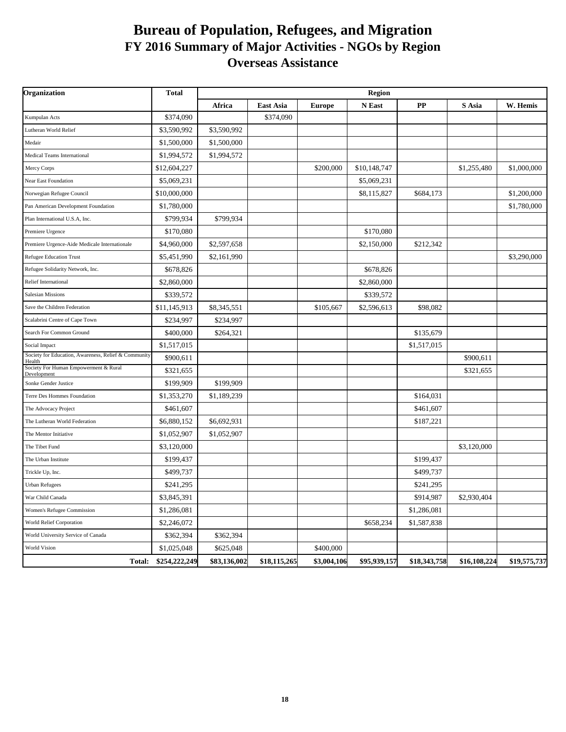# Bureau of Population, Refugees, and Migration
## FY 2016 Summary of Major Activities - NGOs by Region
## Overseas Assistance

| Organization | Total | Region | | | | | | |
|---|---|---|---|---|---|---|---|---|
| | | Africa | East Asia | Europe | N East | PP | S Asia | W. Hemis |
| Kumpulan Acts | $374,090 | | $374,090 | | | | | |
| Lutheran World Relief | $3,590,992 | $3,590,992 | | | | | | |
| Medair | $1,500,000 | $1,500,000 | | | | | | |
| Medical Teams International | $1,994,572 | $1,994,572 | | | | | | |
| Mercy Corps | $12,604,227 | | | $200,000 | $10,148,747 | | $1,255,480 | $1,000,000 |
| Near East Foundation | $5,069,231 | | | | $5,069,231 | | | |
| Norwegian Refugee Council | $10,000,000 | | | | $8,115,827 | $684,173 | | $1,200,000 |
| Pan American Development Foundation | $1,780,000 | | | | | | | $1,780,000 |
| Plan International U.S.A, Inc. | $799,934 | $799,934 | | | | | | |
| Premiere Urgence | $170,080 | | | | $170,080 | | | |
| Premiere Urgence-Aide Medicale Internationale | $4,960,000 | $2,597,658 | | | $2,150,000 | $212,342 | | |
| Refugee Education Trust | $5,451,990 | $2,161,990 | | | | | | $3,290,000 |
| Refugee Solidarity Network, Inc. | $678,826 | | | | $678,826 | | | |
| Relief International | $2,860,000 | | | | $2,860,000 | | | |
| Salesian Missions | $339,572 | | | | $339,572 | | | |
| Save the Children Federation | $11,145,913 | $8,345,551 | | $105,667 | $2,596,613 | $98,082 | | |
| Scalabrini Centre of Cape Town | $234,997 | $234,997 | | | | | | |
| Search For Common Ground | $400,000 | $264,321 | | | | $135,679 | | |
| Social Impact | $1,517,015 | | | | | $1,517,015 | | |
| Society for Education, Awareness, Relief & Community Health | $900,611 | | | | | | $900,611 | |
| Society For Human Empowerment & Rural Development | $321,655 | | | | | | $321,655 | |
| Sonke Gender Justice | $199,909 | $199,909 | | | | | | |
| Terre Des Hommes Foundation | $1,353,270 | $1,189,239 | | | | $164,031 | | |
| The Advocacy Project | $461,607 | | | | | $461,607 | | |
| The Lutheran World Federation | $6,880,152 | $6,692,931 | | | | $187,221 | | |
| The Mentor Initiative | $1,052,907 | $1,052,907 | | | | | | |
| The Tibet Fund | $3,120,000 | | | | | | $3,120,000 | |
| The Urban Institute | $199,437 | | | | | $199,437 | | |
| Trickle Up, Inc. | $499,737 | | | | | $499,737 | | |
| Urban Refugees | $241,295 | | | | | $241,295 | | |
| War Child Canada | $3,845,391 | | | | | $914,987 | $2,930,404 | |
| Women's Refugee Commission | $1,286,081 | | | | | $1,286,081 | | |
| World Relief Corporation | $2,246,072 | | | | $658,234 | $1,587,838 | | |
| World University Service of Canada | $362,394 | $362,394 | | | | | | |
| World Vision | $1,025,048 | $625,048 | | $400,000 | | | | |
| **Total:** | **$254,222,249** | **$83,136,002** | **$18,115,265** | **$3,004,106** | **$95,939,157** | **$18,343,758** | **$16,108,224** | **$19,575,737** |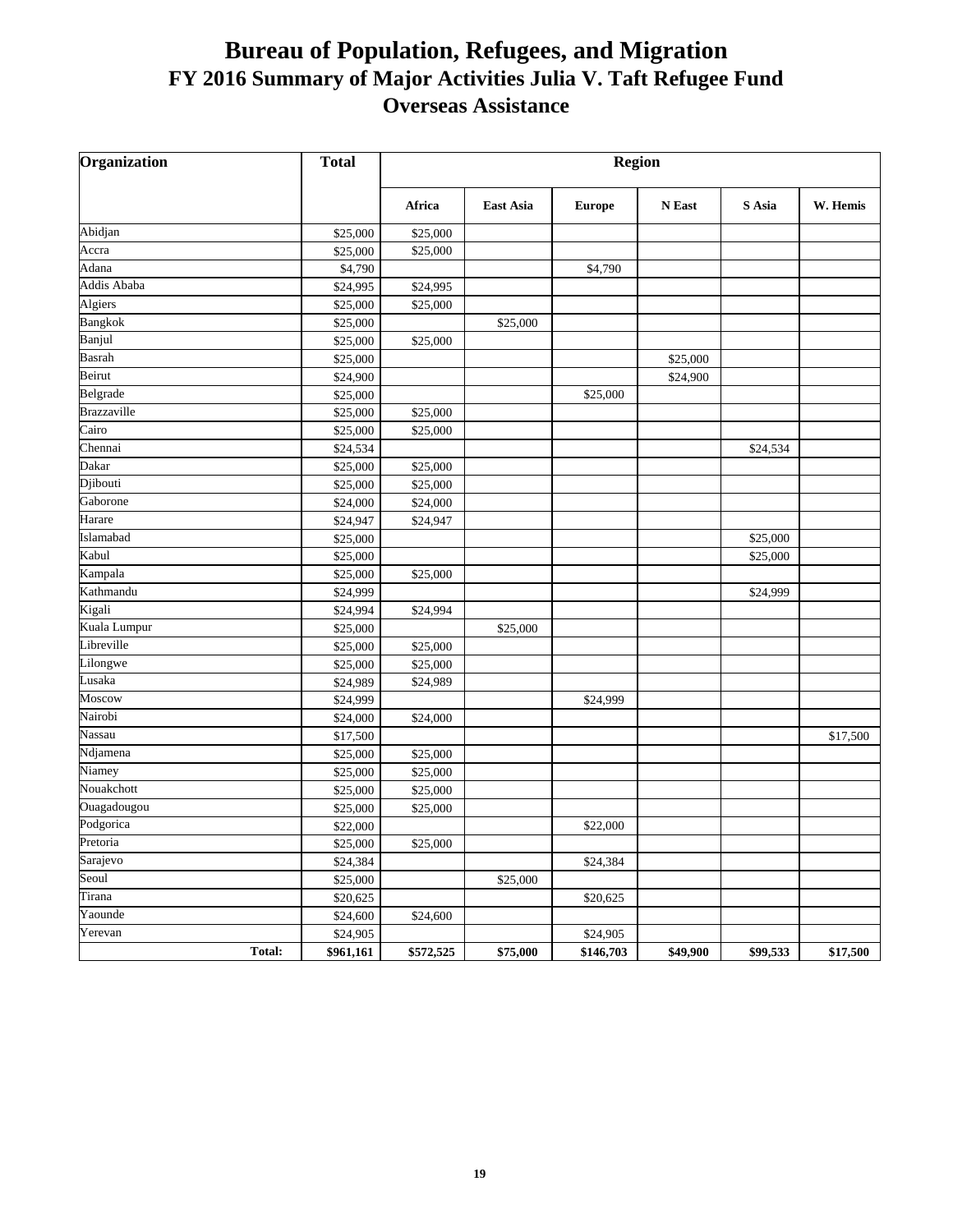# Bureau of Population, Refugees, and Migration
## FY 2016 Summary of Major Activities Julia V. Taft Refugee Fund
## Overseas Assistance

| Organization | Total | Region | | | | | |
|---|---|---|---|---|---|---|---|
| | | Africa | East Asia | Europe | N East | S Asia | W. Hemis |
| Abidjan | $25,000 | $25,000 | | | | | |
| Accra | $25,000 | $25,000 | | | | | |
| Adana | $4,790 | | | $4,790 | | | |
| Addis Ababa | $24,995 | $24,995 | | | | | |
| Algiers | $25,000 | $25,000 | | | | | |
| Bangkok | $25,000 | | $25,000 | | | | |
| Banjul | $25,000 | $25,000 | | | | | |
| Basrah | $25,000 | | | | $25,000 | | |
| Beirut | $24,900 | | | | $24,900 | | |
| Belgrade | $25,000 | | | $25,000 | | | |
| Brazzaville | $25,000 | $25,000 | | | | | |
| Cairo | $25,000 | $25,000 | | | | | |
| Chennai | $24,534 | | | | | $24,534 | |
| Dakar | $25,000 | $25,000 | | | | | |
| Djibouti | $25,000 | $25,000 | | | | | |
| Gaborone | $24,000 | $24,000 | | | | | |
| Harare | $24,947 | $24,947 | | | | | |
| Islamabad | $25,000 | | | | | $25,000 | |
| Kabul | $25,000 | | | | | $25,000 | |
| Kampala | $25,000 | $25,000 | | | | | |
| Kathmandu | $24,999 | | | | | $24,999 | |
| Kigali | $24,994 | $24,994 | | | | | |
| Kuala Lumpur | $25,000 | | $25,000 | | | | |
| Libreville | $25,000 | $25,000 | | | | | |
| Lilongwe | $25,000 | $25,000 | | | | | |
| Lusaka | $24,989 | $24,989 | | | | | |
| Moscow | $24,999 | | | $24,999 | | | |
| Nairobi | $24,000 | $24,000 | | | | | |
| Nassau | $17,500 | | | | | | $17,500 |
| Ndjamena | $25,000 | $25,000 | | | | | |
| Niamey | $25,000 | $25,000 | | | | | |
| Nouakchott | $25,000 | $25,000 | | | | | |
| Ouagadougou | $25,000 | $25,000 | | | | | |
| Podgorica | $22,000 | | | $22,000 | | | |
| Pretoria | $25,000 | $25,000 | | | | | |
| Sarajevo | $24,384 | | | $24,384 | | | |
| Seoul | $25,000 | | $25,000 | | | | |
| Tirana | $20,625 | | | $20,625 | | | |
| Yaounde | $24,600 | $24,600 | | | | | |
| Yerevan | $24,905 | | | $24,905 | | | |
| **Total:** | **$961,161** | **$572,525** | **$75,000** | **$146,703** | **$49,900** | **$99,533** | **$17,500** |